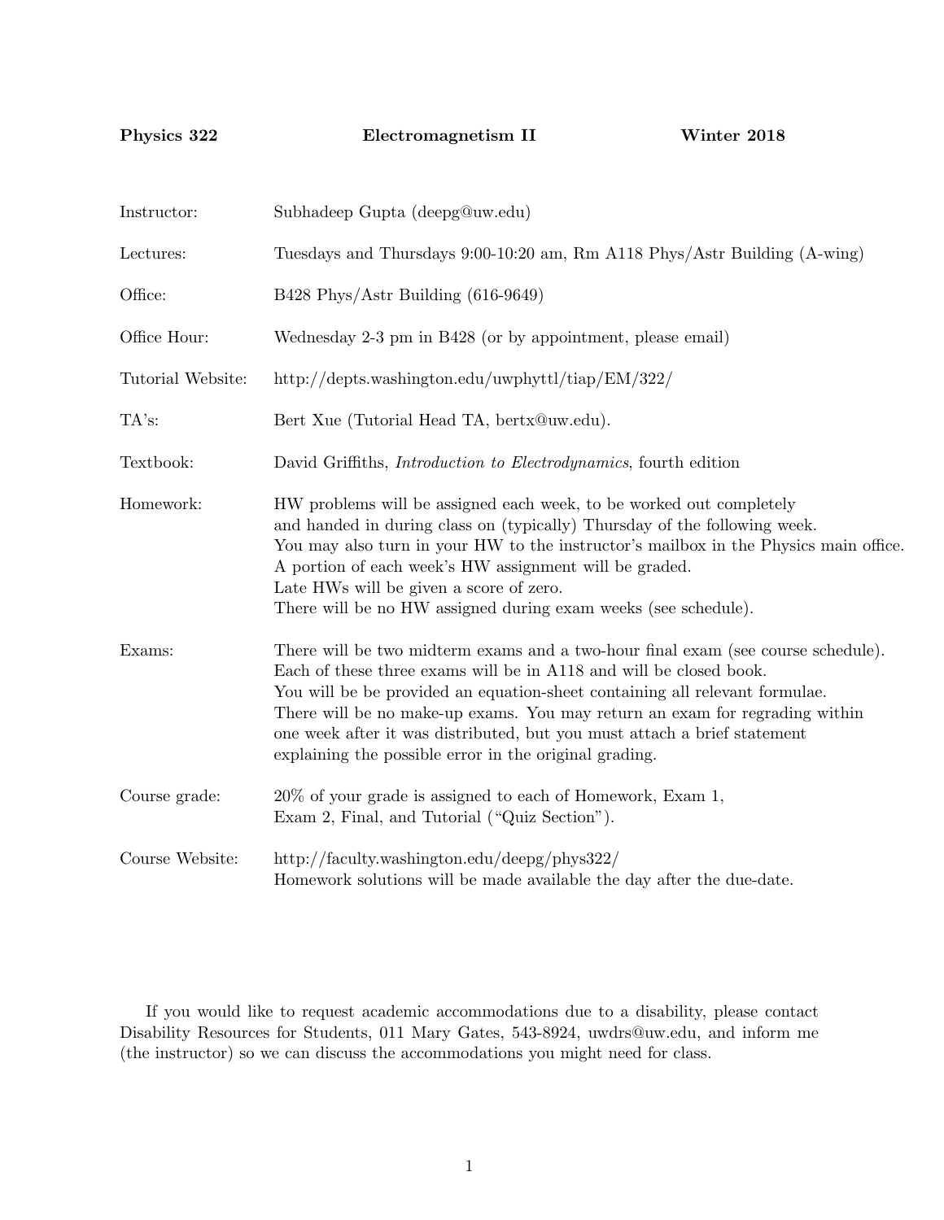**Physics 322** **Electromagnetism II** **Winter 2018**

| | |
|---|---|
| Instructor: | Subhadeep Gupta (deepg@uw.edu) |
| Lectures: | Tuesdays and Thursdays 9:00-10:20 am, Rm A118 Phys/Astr Building (A-wing) |
| Office: | B428 Phys/Astr Building (616-9649) |
| Office Hour: | Wednesday 2-3 pm in B428 (or by appointment, please email) |
| Tutorial Website: | http://depts.washington.edu/uwphyttl/tiap/EM/322/ |
| TA's: | Bert Xue (Tutorial Head TA, bertx@uw.edu). |
| Textbook: | David Griffiths, *Introduction to Electrodynamics*, fourth edition |
| Homework: | HW problems will be assigned each week, to be worked out completely and handed in during class on (typically) Thursday of the following week. You may also turn in your HW to the instructor's mailbox in the Physics main office. A portion of each week's HW assignment will be graded. Late HWs will be given a score of zero. There will be no HW assigned during exam weeks (see schedule). |
| Exams: | There will be two midterm exams and a two-hour final exam (see course schedule). Each of these three exams will be in A118 and will be closed book. You will be be provided an equation-sheet containing all relevant formulae. There will be no make-up exams. You may return an exam for regrading within one week after it was distributed, but you must attach a brief statement explaining the possible error in the original grading. |
| Course grade: | 20% of your grade is assigned to each of Homework, Exam 1, Exam 2, Final, and Tutorial ("Quiz Section"). |
| Course Website: | http://faculty.washington.edu/deepg/phys322/ Homework solutions will be made available the day after the due-date. |

If you would like to request academic accommodations due to a disability, please contact Disability Resources for Students, 011 Mary Gates, 543-8924, uwdrs@uw.edu, and inform me (the instructor) so we can discuss the accommodations you might need for class.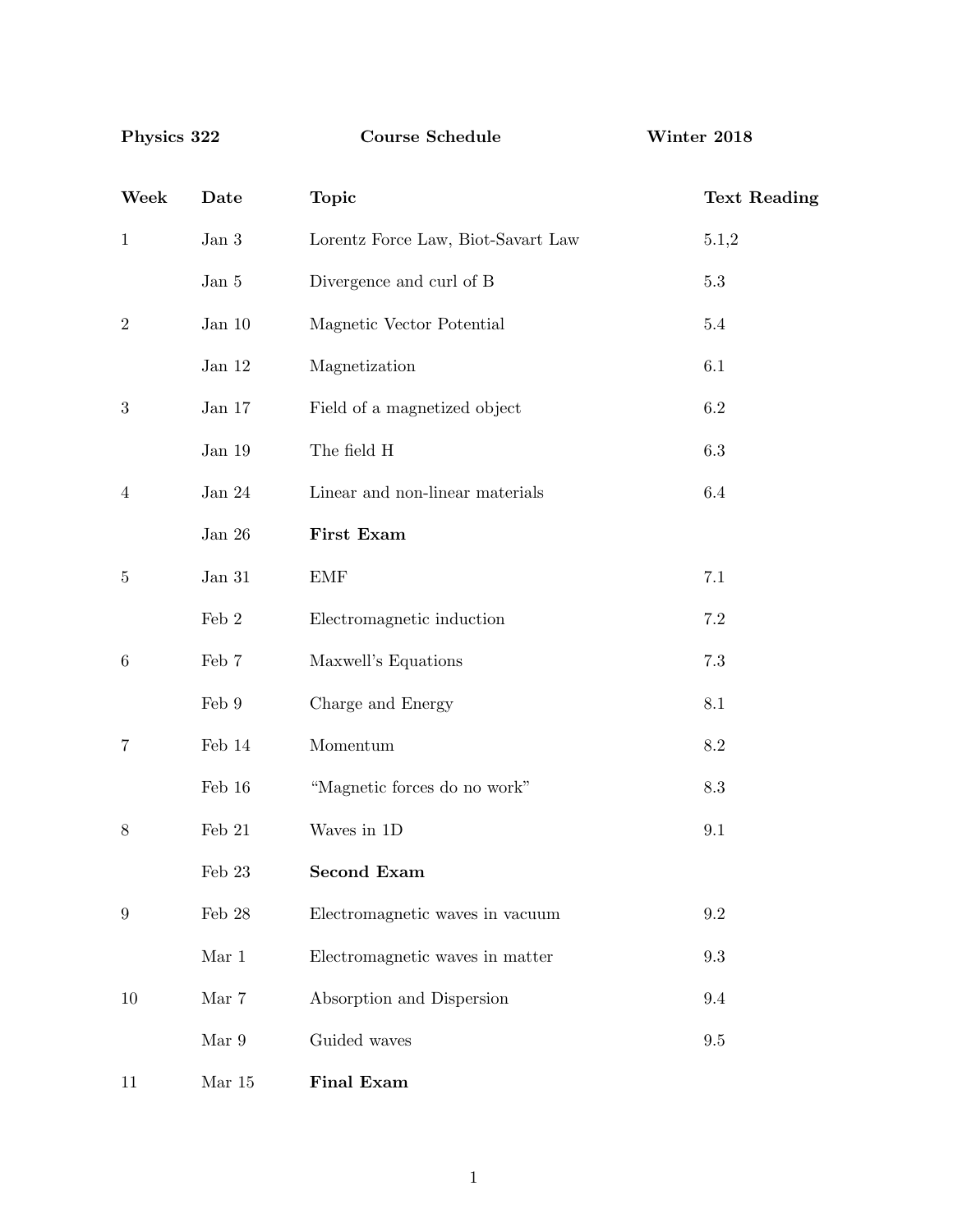**Physics 322** **Course Schedule** **Winter 2018**

| Week | Date | Topic | Text Reading |
|---|---|---|---|
| 1 | Jan 3 | Lorentz Force Law, Biot-Savart Law | 5.1,2 |
| | Jan 5 | Divergence and curl of B | 5.3 |
| 2 | Jan 10 | Magnetic Vector Potential | 5.4 |
| | Jan 12 | Magnetization | 6.1 |
| 3 | Jan 17 | Field of a magnetized object | 6.2 |
| | Jan 19 | The field H | 6.3 |
| 4 | Jan 24 | Linear and non-linear materials | 6.4 |
| | Jan 26 | **First Exam** | |
| 5 | Jan 31 | EMF | 7.1 |
| | Feb 2 | Electromagnetic induction | 7.2 |
| 6 | Feb 7 | Maxwell's Equations | 7.3 |
| | Feb 9 | Charge and Energy | 8.1 |
| 7 | Feb 14 | Momentum | 8.2 |
| | Feb 16 | "Magnetic forces do no work" | 8.3 |
| 8 | Feb 21 | Waves in 1D | 9.1 |
| | Feb 23 | **Second Exam** | |
| 9 | Feb 28 | Electromagnetic waves in vacuum | 9.2 |
| | Mar 1 | Electromagnetic waves in matter | 9.3 |
| 10 | Mar 7 | Absorption and Dispersion | 9.4 |
| | Mar 9 | Guided waves | 9.5 |
| 11 | Mar 15 | **Final Exam** | |